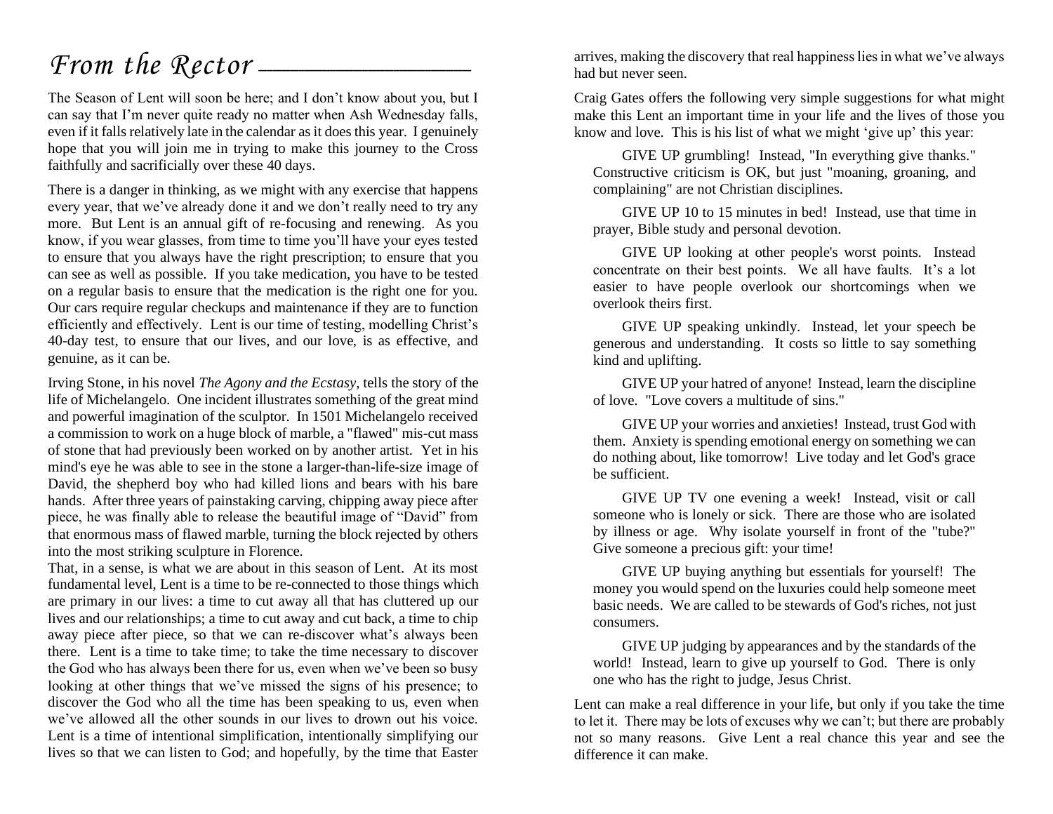# *From the Rector*

The Season of Lent will soon be here; and I don't know about you, but I can say that I'm never quite ready no matter when Ash Wednesday falls, even if it falls relatively late in the calendar as it does this year. I genuinely hope that you will join me in trying to make this journey to the Cross faithfully and sacrificially over these 40 days.

There is a danger in thinking, as we might with any exercise that happens every year, that we've already done it and we don't really need to try any more. But Lent is an annual gift of re-focusing and renewing. As you know, if you wear glasses, from time to time you'll have your eyes tested to ensure that you always have the right prescription; to ensure that you can see as well as possible. If you take medication, you have to be tested on a regular basis to ensure that the medication is the right one for you. Our cars require regular checkups and maintenance if they are to function efficiently and effectively. Lent is our time of testing, modelling Christ's 40-day test, to ensure that our lives, and our love, is as effective, and genuine, as it can be.

Irving Stone, in his novel *The Agony and the Ecstasy*, tells the story of the life of Michelangelo. One incident illustrates something of the great mind and powerful imagination of the sculptor. In 1501 Michelangelo received a commission to work on a huge block of marble, a "flawed" mis-cut mass of stone that had previously been worked on by another artist. Yet in his mind's eye he was able to see in the stone a larger-than-life-size image of David, the shepherd boy who had killed lions and bears with his bare hands. After three years of painstaking carving, chipping away piece after piece, he was finally able to release the beautiful image of "David" from that enormous mass of flawed marble, turning the block rejected by others into the most striking sculpture in Florence.

That, in a sense, is what we are about in this season of Lent. At its most fundamental level, Lent is a time to be re-connected to those things which are primary in our lives: a time to cut away all that has cluttered up our lives and our relationships; a time to cut away and cut back, a time to chip away piece after piece, so that we can re-discover what's always been there. Lent is a time to take time; to take the time necessary to discover the God who has always been there for us, even when we've been so busy looking at other things that we've missed the signs of his presence; to discover the God who all the time has been speaking to us, even when we've allowed all the other sounds in our lives to drown out his voice. Lent is a time of intentional simplification, intentionally simplifying our lives so that we can listen to God; and hopefully, by the time that Easter arrives, making the discovery that real happiness lies in what we've always had but never seen.

Craig Gates offers the following very simple suggestions for what might make this Lent an important time in your life and the lives of those you know and love. This is his list of what we might 'give up' this year:

GIVE UP grumbling! Instead, "In everything give thanks." Constructive criticism is OK, but just "moaning, groaning, and complaining" are not Christian disciplines.

GIVE UP 10 to 15 minutes in bed! Instead, use that time in prayer, Bible study and personal devotion.

GIVE UP looking at other people's worst points. Instead concentrate on their best points. We all have faults. It's a lot easier to have people overlook our shortcomings when we overlook theirs first.

GIVE UP speaking unkindly. Instead, let your speech be generous and understanding. It costs so little to say something kind and uplifting.

GIVE UP your hatred of anyone! Instead, learn the discipline of love. "Love covers a multitude of sins."

GIVE UP your worries and anxieties! Instead, trust God with them. Anxiety is spending emotional energy on something we can do nothing about, like tomorrow! Live today and let God's grace be sufficient.

GIVE UP TV one evening a week! Instead, visit or call someone who is lonely or sick. There are those who are isolated by illness or age. Why isolate yourself in front of the "tube?" Give someone a precious gift: your time!

GIVE UP buying anything but essentials for yourself! The money you would spend on the luxuries could help someone meet basic needs. We are called to be stewards of God's riches, not just consumers.

GIVE UP judging by appearances and by the standards of the world! Instead, learn to give up yourself to God. There is only one who has the right to judge, Jesus Christ.

Lent can make a real difference in your life, but only if you take the time to let it. There may be lots of excuses why we can't; but there are probably not so many reasons. Give Lent a real chance this year and see the difference it can make.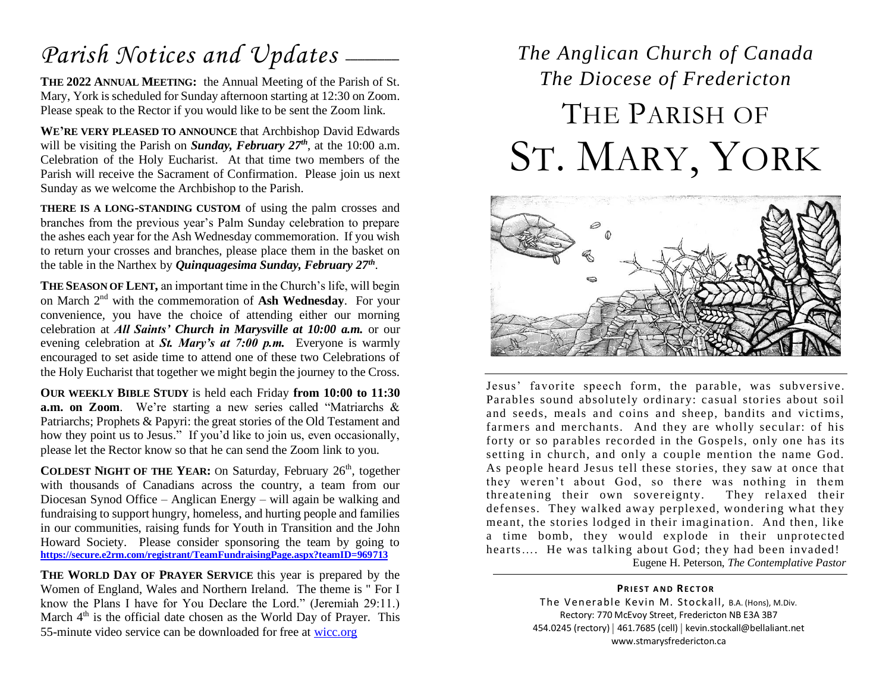# *Parish Notices and Updates*

**THE 2022 ANNUAL MEETING:** the Annual Meeting of the Parish of St. Mary, York is scheduled for Sunday afternoon starting at 12:30 on Zoom. Please speak to the Rector if you would like to be sent the Zoom link.

**WE'RE VERY PLEASED TO ANNOUNCE** that Archbishop David Edwards will be visiting the Parish on ***Sunday, February 27th***, at the 10:00 a.m. Celebration of the Holy Eucharist. At that time two members of the Parish will receive the Sacrament of Confirmation. Please join us next Sunday as we welcome the Archbishop to the Parish.

**THERE IS A LONG-STANDING CUSTOM** of using the palm crosses and branches from the previous year's Palm Sunday celebration to prepare the ashes each year for the Ash Wednesday commemoration. If you wish to return your crosses and branches, please place them in the basket on the table in the Narthex by ***Quinquagesima Sunday, February 27th***.

**THE SEASON OF LENT,** an important time in the Church's life, will begin on March 2nd with the commemoration of **Ash Wednesday**. For your convenience, you have the choice of attending either our morning celebration at ***All Saints' Church in Marysville at 10:00 a.m.*** or our evening celebration at ***St. Mary's at 7:00 p.m.*** Everyone is warmly encouraged to set aside time to attend one of these two Celebrations of the Holy Eucharist that together we might begin the journey to the Cross.

**OUR WEEKLY BIBLE STUDY** is held each Friday **from 10:00 to 11:30 a.m. on Zoom**. We're starting a new series called "Matriarchs & Patriarchs; Prophets & Papyri: the great stories of the Old Testament and how they point us to Jesus." If you'd like to join us, even occasionally, please let the Rector know so that he can send the Zoom link to you.

**COLDEST NIGHT OF THE YEAR:** On Saturday, February 26th, together with thousands of Canadians across the country, a team from our Diocesan Synod Office – Anglican Energy – will again be walking and fundraising to support hungry, homeless, and hurting people and families in our communities, raising funds for Youth in Transition and the John Howard Society. Please consider sponsoring the team by going to **https://secure.e2rm.com/registrant/TeamFundraisingPage.aspx?teamID=969713**

**THE WORLD DAY OF PRAYER SERVICE** this year is prepared by the Women of England, Wales and Northern Ireland. The theme is " For I know the Plans I have for You Declare the Lord." (Jeremiah 29:11.) March 4th is the official date chosen as the World Day of Prayer. This 55-minute video service can be downloaded for free at wicc.org

*The Anglican Church of Canada*
*The Diocese of Fredericton*

# THE PARISH OF ST. MARY, YORK

Jesus' favorite speech form, the parable, was subversive. Parables sound absolutely ordinary: casual stories about soil and seeds, meals and coins and sheep, bandits and victims, farmers and merchants. And they are wholly secular: of his forty or so parables recorded in the Gospels, only one has its setting in church, and only a couple mention the name God. As people heard Jesus tell these stories, they saw at once that they weren't about God, so there was nothing in them threatening their own sovereignty. They relaxed their defenses. They walked away perplexed, wondering what they meant, the stories lodged in their imagination. And then, like a time bomb, they would explode in their unprotected hearts…. He was talking about God; they had been invaded!

Eugene H. Peterson, *The Contemplative Pastor*

**PRIEST AND RECTOR**

The Venerable Kevin M. Stockall, B.A. (Hons), M.Div.
Rectory: 770 McEvoy Street, Fredericton NB E3A 3B7
454.0245 (rectory) | 461.7685 (cell) | kevin.stockall@bellaliant.net
www.stmarysfredericton.ca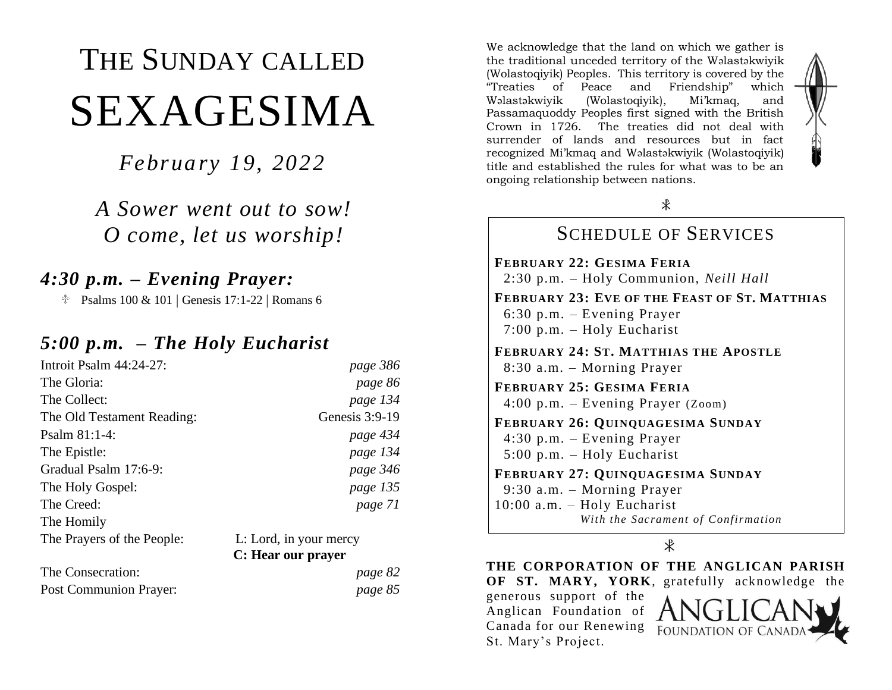# THE SUNDAY CALLED SEXAGESIMA

*February 19, 2022*

*A Sower went out to sow!*
*O come, let us worship!*

## *4:30 p.m. – Evening Prayer:*

☦ Psalms 100 & 101 | Genesis 17:1-22 | Romans 6

## *5:00 p.m. – The Holy Eucharist*

| | |
|---|---|
| Introit Psalm 44:24-27: | *page 386* |
| The Gloria: | *page 86* |
| The Collect: | *page 134* |
| The Old Testament Reading: | Genesis 3:9-19 |
| Psalm 81:1-4: | *page 434* |
| The Epistle: | *page 134* |
| Gradual Psalm 17:6-9: | *page 346* |
| The Holy Gospel: | *page 135* |
| The Creed: | *page 71* |
| The Homily | |
| The Prayers of the People: | L: Lord, in your mercy<br>**C: Hear our prayer** |
| The Consecration: | *page 82* |
| Post Communion Prayer: | *page 85* |

We acknowledge that the land on which we gather is the traditional unceded territory of the Wəlastəkwiyik (Wolastoqiyik) Peoples. This territory is covered by the "Treaties of Peace and Friendship" which Wəlastəkwiyik (Wolastoqiyik), Mi'kmaq, and Passamaquoddy Peoples first signed with the British Crown in 1726. The treaties did not deal with surrender of lands and resources but in fact recognized Mi'kmaq and Wəlastəkwiyik (Wolastoqiyik) title and established the rules for what was to be an ongoing relationship between nations.

☧

## SCHEDULE OF SERVICES

**FEBRUARY 22: GESIMA FERIA**
2:30 p.m. – Holy Communion, *Neill Hall*

**FEBRUARY 23: EVE OF THE FEAST OF ST. MATTHIAS**
6:30 p.m. – Evening Prayer
7:00 p.m. – Holy Eucharist

**FEBRUARY 24: ST. MATTHIAS THE APOSTLE**
8:30 a.m. – Morning Prayer

**FEBRUARY 25: GESIMA FERIA**
4:00 p.m. – Evening Prayer (Zoom)

**FEBRUARY 26: QUINQUAGESIMA SUNDAY**
4:30 p.m. – Evening Prayer
5:00 p.m. – Holy Eucharist

**FEBRUARY 27: QUINQUAGESIMA SUNDAY**
9:30 a.m. – Morning Prayer
10:00 a.m. – Holy Eucharist
*With the Sacrament of Confirmation*

☧

**THE CORPORATION OF THE ANGLICAN PARISH OF ST. MARY, YORK**, gratefully acknowledge the generous support of the Anglican Foundation of Canada for our Renewing St. Mary's Project.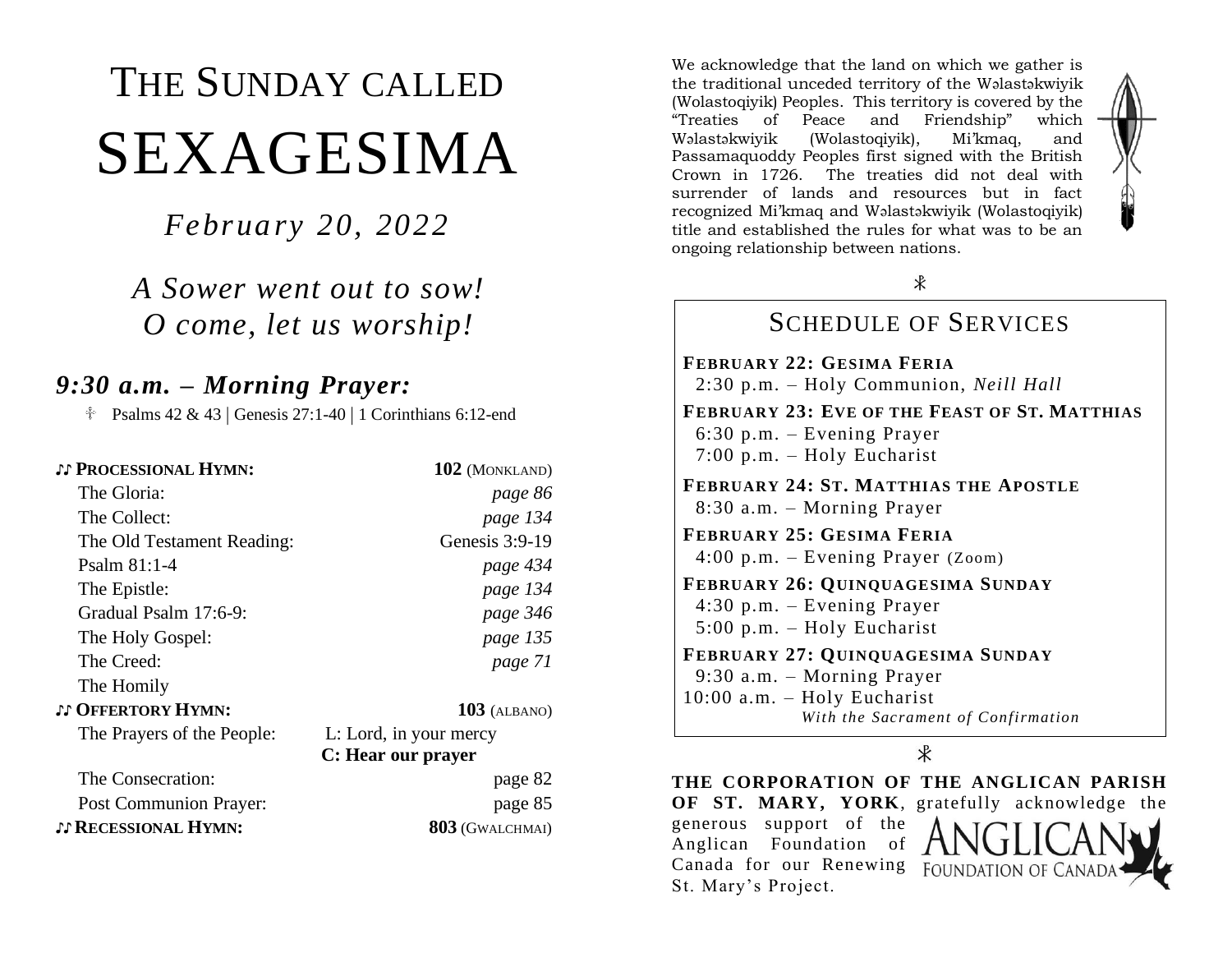# THE SUNDAY CALLED SEXAGESIMA

*February 20, 2022*

*A Sower went out to sow!*
*O come, let us worship!*

## *9:30 a.m. – Morning Prayer:*

☦ Psalms 42 & 43 | Genesis 27:1-40 | 1 Corinthians 6:12-end

| | |
|---|---|
| ♫ **PROCESSIONAL HYMN:** | **102** (MONKLAND) |
| The Gloria: | *page 86* |
| The Collect: | *page 134* |
| The Old Testament Reading: | Genesis 3:9-19 |
| Psalm 81:1-4 | *page 434* |
| The Epistle: | *page 134* |
| Gradual Psalm 17:6-9: | *page 346* |
| The Holy Gospel: | *page 135* |
| The Creed: | *page 71* |
| The Homily | |
| ♫ **OFFERTORY HYMN:** | **103** (ALBANO) |
| The Prayers of the People: | L: Lord, in your mercy<br>**C: Hear our prayer** |
| The Consecration: | page 82 |
| Post Communion Prayer: | page 85 |
| ♫ **RECESSIONAL HYMN:** | **803** (GWALCHMAI) |

We acknowledge that the land on which we gather is the traditional unceded territory of the Wəlastəkwiyik (Wolastoqiyik) Peoples. This territory is covered by the "Treaties of Peace and Friendship" which Wəlastəkwiyik (Wolastoqiyik), Mi'kmaq, and Passamaquoddy Peoples first signed with the British Crown in 1726. The treaties did not deal with surrender of lands and resources but in fact recognized Mi'kmaq and Wəlastəkwiyik (Wolastoqiyik) title and established the rules for what was to be an ongoing relationship between nations.

☧

## SCHEDULE OF SERVICES

**FEBRUARY 22: GESIMA FERIA**
2:30 p.m. – Holy Communion, *Neill Hall*

**FEBRUARY 23: EVE OF THE FEAST OF ST. MATTHIAS**
6:30 p.m. – Evening Prayer
7:00 p.m. – Holy Eucharist

**FEBRUARY 24: ST. MATTHIAS THE APOSTLE**
8:30 a.m. – Morning Prayer

**FEBRUARY 25: GESIMA FERIA**
4:00 p.m. – Evening Prayer (Zoom)

**FEBRUARY 26: QUINQUAGESIMA SUNDAY**
4:30 p.m. – Evening Prayer
5:00 p.m. – Holy Eucharist

**FEBRUARY 27: QUINQUAGESIMA SUNDAY**
9:30 a.m. – Morning Prayer
10:00 a.m. – Holy Eucharist
*With the Sacrament of Confirmation*

☧

**THE CORPORATION OF THE ANGLICAN PARISH OF ST. MARY, YORK**, gratefully acknowledge the generous support of the Anglican Foundation of Canada for our Renewing St. Mary's Project.

ANGLICAN FOUNDATION OF CANADA